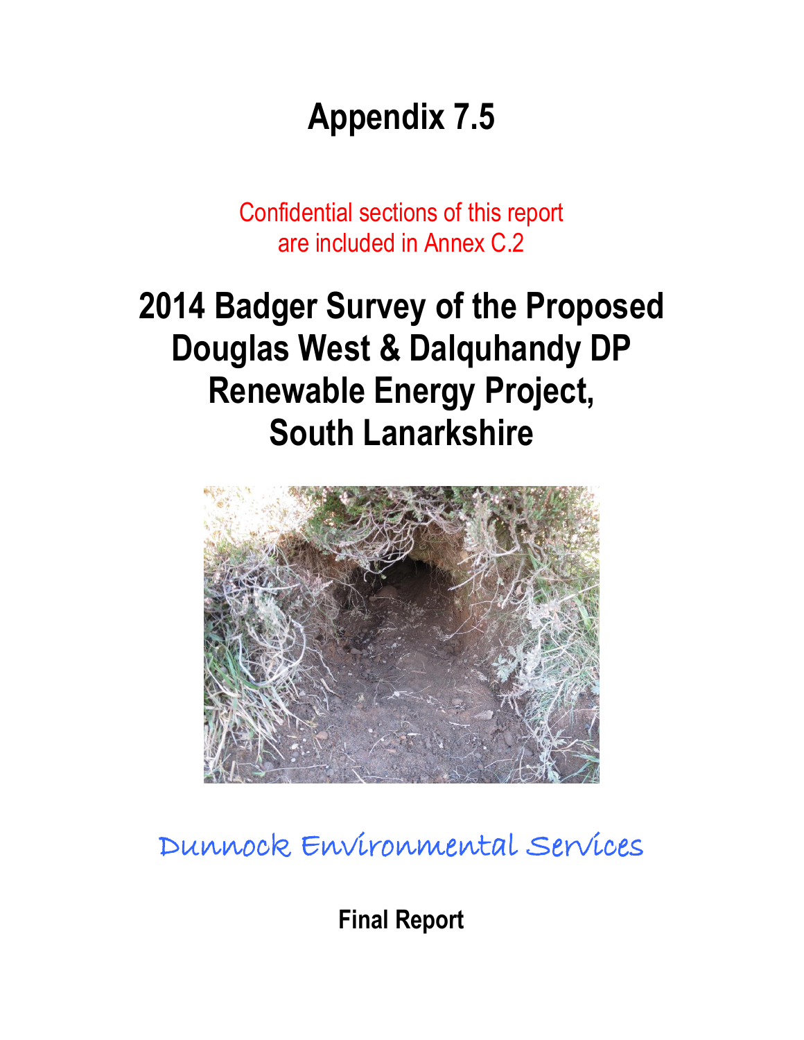# Appendix 7.5

Confidential sections of this report are included in Annex C.2

# 2014 Badger Survey of the Proposed Douglas West & Dalquhandy DP Renewable Energy Project, South Lanarkshire

Dunnock Environmental Services

**Final Report**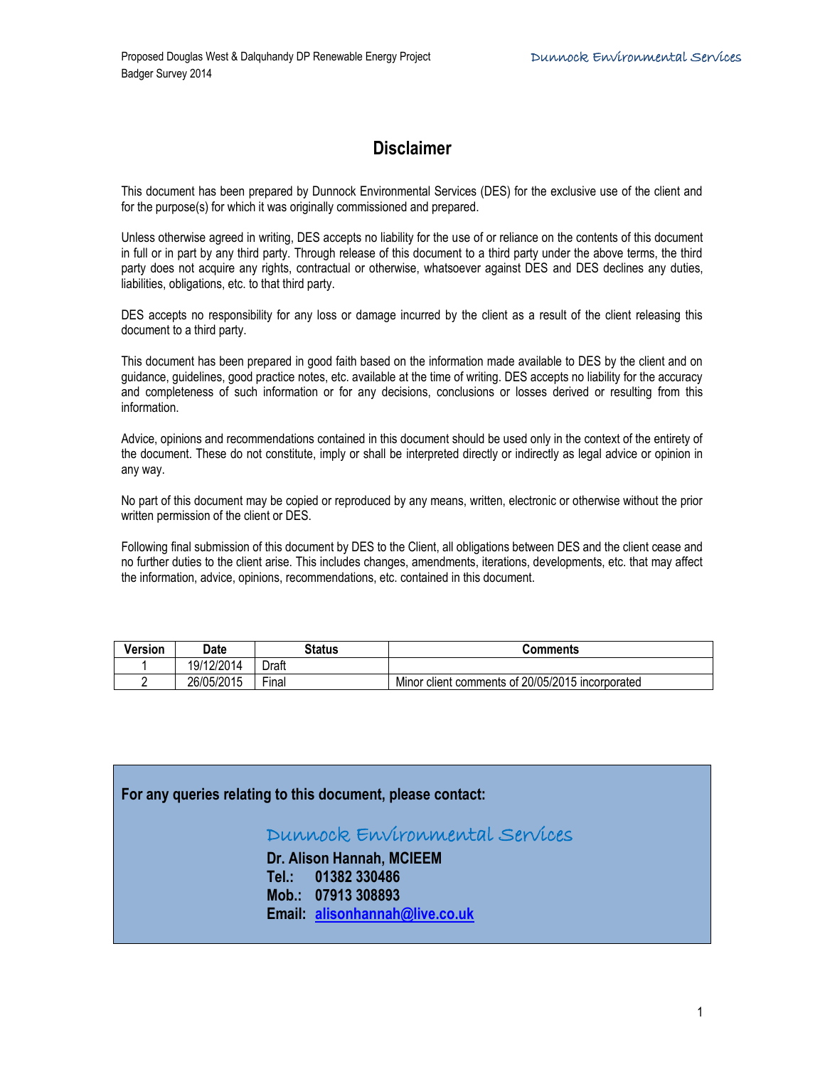# Disclaimer

This document has been prepared by Dunnock Environmental Services (DES) for the exclusive use of the client and for the purpose(s) for which it was originally commissioned and prepared.

Unless otherwise agreed in writing, DES accepts no liability for the use of or reliance on the contents of this document in full or in part by any third party. Through release of this document to a third party under the above terms, the third party does not acquire any rights, contractual or otherwise, whatsoever against DES and DES declines any duties, liabilities, obligations, etc. to that third party.

DES accepts no responsibility for any loss or damage incurred by the client as a result of the client releasing this document to a third party.

This document has been prepared in good faith based on the information made available to DES by the client and on guidance, guidelines, good practice notes, etc. available at the time of writing. DES accepts no liability for the accuracy and completeness of such information or for any decisions, conclusions or losses derived or resulting from this information.

Advice, opinions and recommendations contained in this document should be used only in the context of the entirety of the document. These do not constitute, imply or shall be interpreted directly or indirectly as legal advice or opinion in any way.

No part of this document may be copied or reproduced by any means, written, electronic or otherwise without the prior written permission of the client or DES.

Following final submission of this document by DES to the Client, all obligations between DES and the client cease and no further duties to the client arise. This includes changes, amendments, iterations, developments, etc. that may affect the information, advice, opinions, recommendations, etc. contained in this document.

| Version | Date | Status | Comments |
|---|---|---|---|
| 1 | 19/12/2014 | Draft | |
| 2 | 26/05/2015 | Final | Minor client comments of 20/05/2015 incorporated |

**For any queries relating to this document, please contact:**

Dunnock Environmental Services

**Dr. Alison Hannah, MCIEEM**
**Tel.: 01382 330486**
**Mob.: 07913 308893**
**Email: alisonhannah@live.co.uk**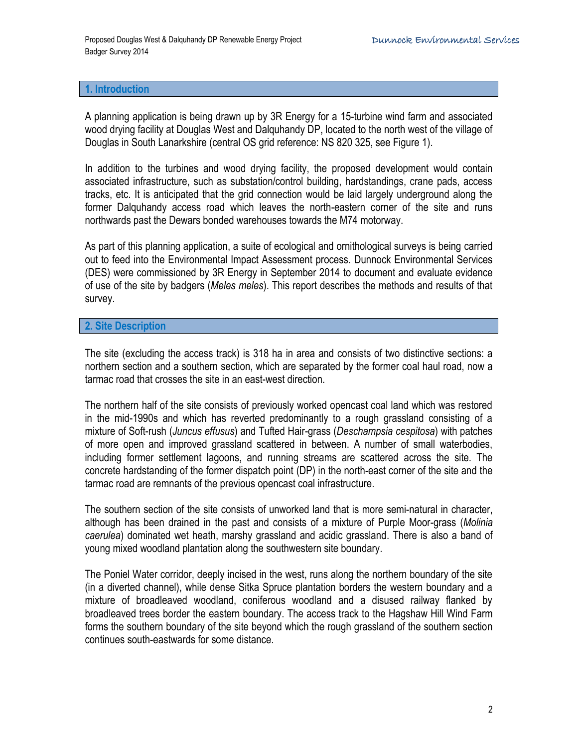## 1. Introduction

A planning application is being drawn up by 3R Energy for a 15-turbine wind farm and associated wood drying facility at Douglas West and Dalquhandy DP, located to the north west of the village of Douglas in South Lanarkshire (central OS grid reference: NS 820 325, see Figure 1).

In addition to the turbines and wood drying facility, the proposed development would contain associated infrastructure, such as substation/control building, hardstandings, crane pads, access tracks, etc. It is anticipated that the grid connection would be laid largely underground along the former Dalquhandy access road which leaves the north-eastern corner of the site and runs northwards past the Dewars bonded warehouses towards the M74 motorway.

As part of this planning application, a suite of ecological and ornithological surveys is being carried out to feed into the Environmental Impact Assessment process. Dunnock Environmental Services (DES) were commissioned by 3R Energy in September 2014 to document and evaluate evidence of use of the site by badgers (*Meles meles*). This report describes the methods and results of that survey.

## 2. Site Description

The site (excluding the access track) is 318 ha in area and consists of two distinctive sections: a northern section and a southern section, which are separated by the former coal haul road, now a tarmac road that crosses the site in an east-west direction.

The northern half of the site consists of previously worked opencast coal land which was restored in the mid-1990s and which has reverted predominantly to a rough grassland consisting of a mixture of Soft-rush (*Juncus effusus*) and Tufted Hair-grass (*Deschampsia cespitosa*) with patches of more open and improved grassland scattered in between. A number of small waterbodies, including former settlement lagoons, and running streams are scattered across the site. The concrete hardstanding of the former dispatch point (DP) in the north-east corner of the site and the tarmac road are remnants of the previous opencast coal infrastructure.

The southern section of the site consists of unworked land that is more semi-natural in character, although has been drained in the past and consists of a mixture of Purple Moor-grass (*Molinia caerulea*) dominated wet heath, marshy grassland and acidic grassland. There is also a band of young mixed woodland plantation along the southwestern site boundary.

The Poniel Water corridor, deeply incised in the west, runs along the northern boundary of the site (in a diverted channel), while dense Sitka Spruce plantation borders the western boundary and a mixture of broadleaved woodland, coniferous woodland and a disused railway flanked by broadleaved trees border the eastern boundary. The access track to the Hagshaw Hill Wind Farm forms the southern boundary of the site beyond which the rough grassland of the southern section continues south-eastwards for some distance.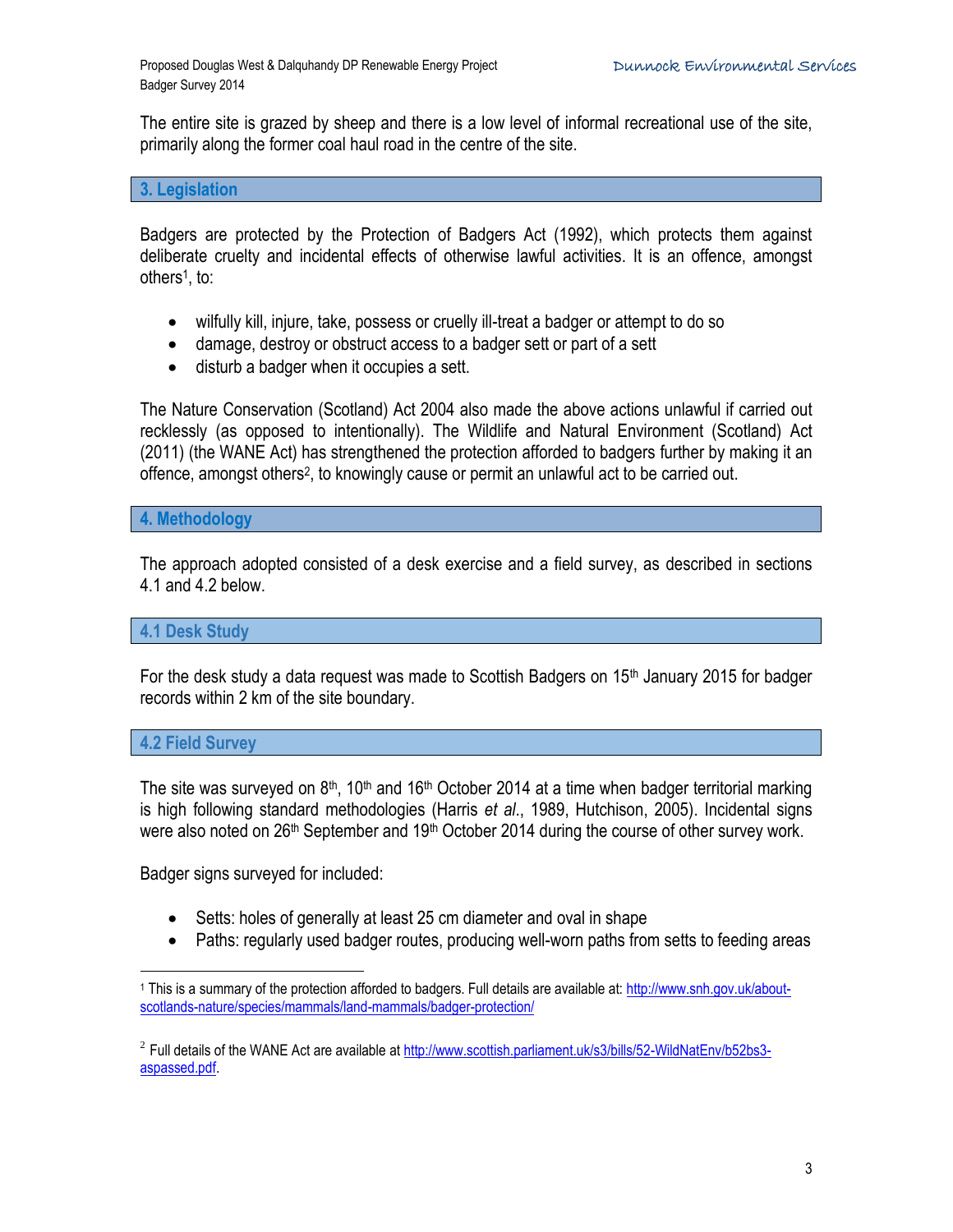The entire site is grazed by sheep and there is a low level of informal recreational use of the site, primarily along the former coal haul road in the centre of the site.

## 3. Legislation

Badgers are protected by the Protection of Badgers Act (1992), which protects them against deliberate cruelty and incidental effects of otherwise lawful activities. It is an offence, amongst others[1], to:

- wilfully kill, injure, take, possess or cruelly ill-treat a badger or attempt to do so
- damage, destroy or obstruct access to a badger sett or part of a sett
- disturb a badger when it occupies a sett.

The Nature Conservation (Scotland) Act 2004 also made the above actions unlawful if carried out recklessly (as opposed to intentionally). The Wildlife and Natural Environment (Scotland) Act (2011) (the WANE Act) has strengthened the protection afforded to badgers further by making it an offence, amongst others[2], to knowingly cause or permit an unlawful act to be carried out.

## 4. Methodology

The approach adopted consisted of a desk exercise and a field survey, as described in sections 4.1 and 4.2 below.

### 4.1 Desk Study

For the desk study a data request was made to Scottish Badgers on 15th January 2015 for badger records within 2 km of the site boundary.

### 4.2 Field Survey

The site was surveyed on 8th, 10th and 16th October 2014 at a time when badger territorial marking is high following standard methodologies (Harris *et al*., 1989, Hutchison, 2005). Incidental signs were also noted on 26th September and 19th October 2014 during the course of other survey work.

Badger signs surveyed for included:

- Setts: holes of generally at least 25 cm diameter and oval in shape
- Paths: regularly used badger routes, producing well-worn paths from setts to feeding areas

---

[1] This is a summary of the protection afforded to badgers. Full details are available at: http://www.snh.gov.uk/about-scotlands-nature/species/mammals/land-mammals/badger-protection/

[2] Full details of the WANE Act are available at http://www.scottish.parliament.uk/s3/bills/52-WildNatEnv/b52bs3-aspassed.pdf.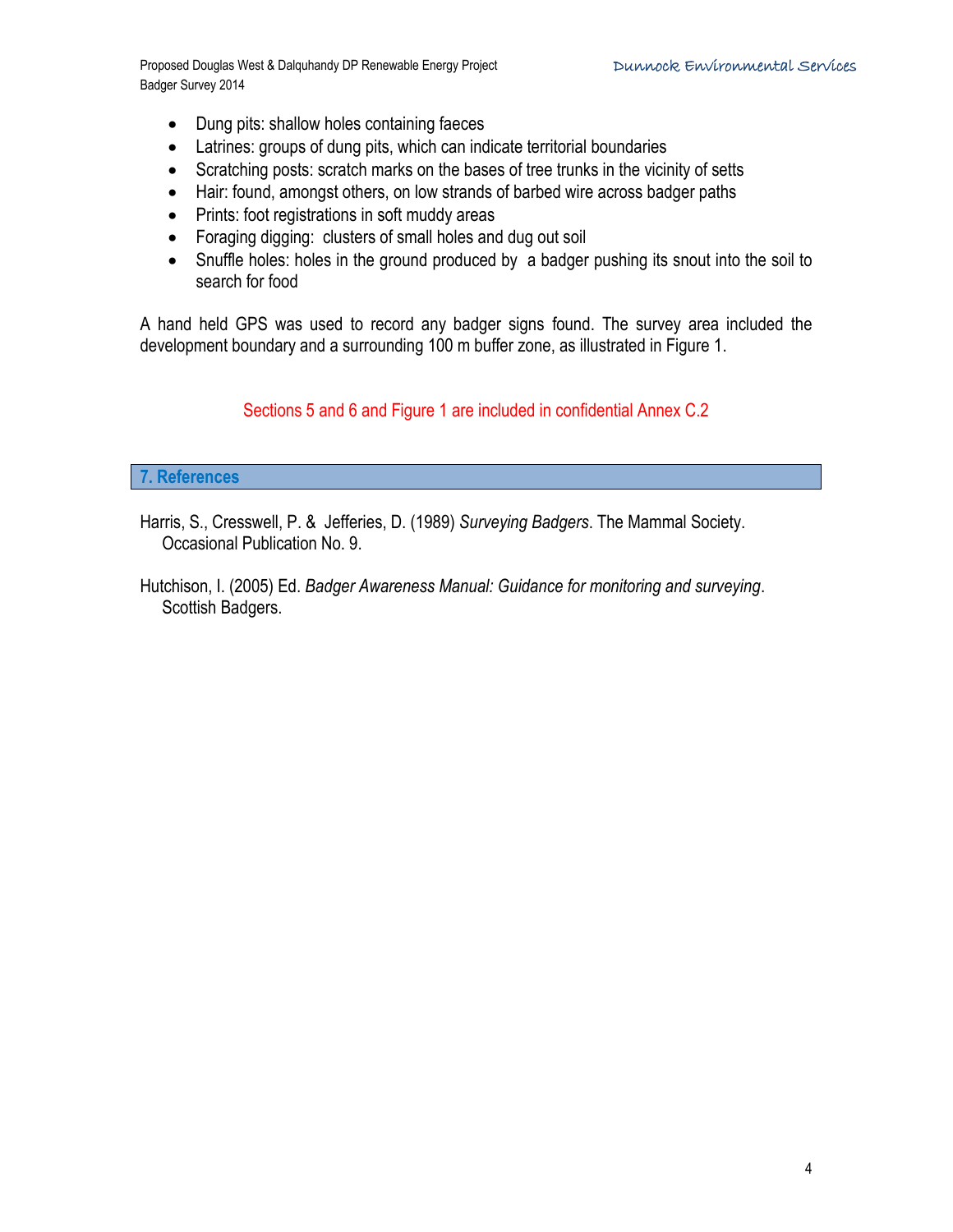- Dung pits: shallow holes containing faeces
- Latrines: groups of dung pits, which can indicate territorial boundaries
- Scratching posts: scratch marks on the bases of tree trunks in the vicinity of setts
- Hair: found, amongst others, on low strands of barbed wire across badger paths
- Prints: foot registrations in soft muddy areas
- Foraging digging: clusters of small holes and dug out soil
- Snuffle holes: holes in the ground produced by a badger pushing its snout into the soil to search for food

A hand held GPS was used to record any badger signs found. The survey area included the development boundary and a surrounding 100 m buffer zone, as illustrated in Figure 1.

Sections 5 and 6 and Figure 1 are included in confidential Annex C.2

## 7. References

Harris, S., Cresswell, P. & Jefferies, D. (1989) *Surveying Badgers*. The Mammal Society. Occasional Publication No. 9.

Hutchison, I. (2005) Ed. *Badger Awareness Manual: Guidance for monitoring and surveying*. Scottish Badgers.